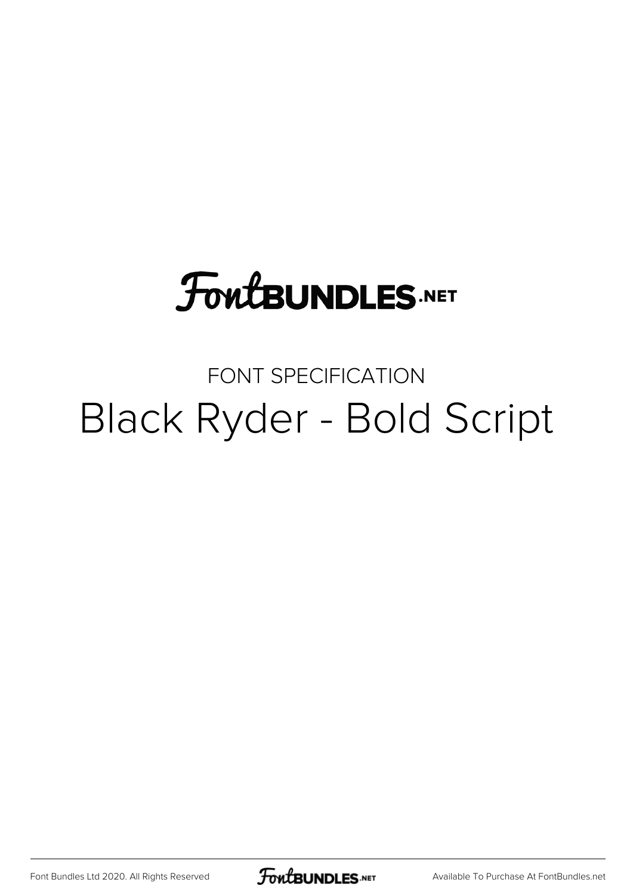FontBUNDLES.NET

FONT SPECIFICATION

# Black Ryder - Bold Script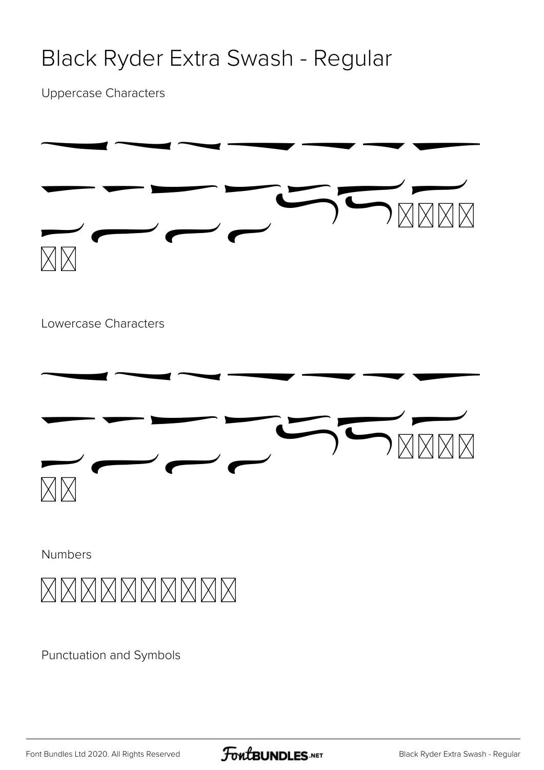# Black Ryder Extra Swash - Regular

Uppercase Characters

Lowercase Characters

Numbers

Punctuation and Symbols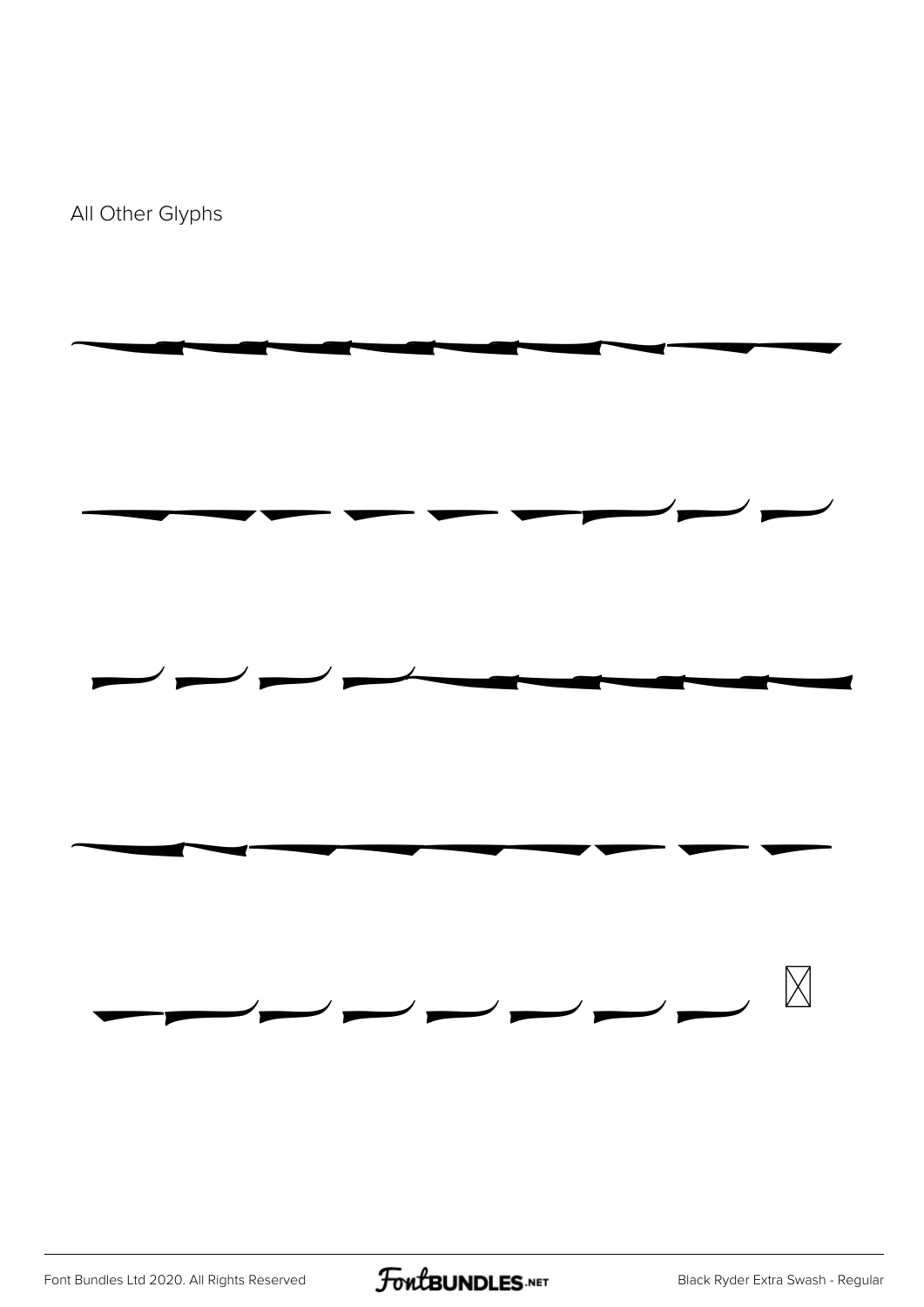All Other Glyphs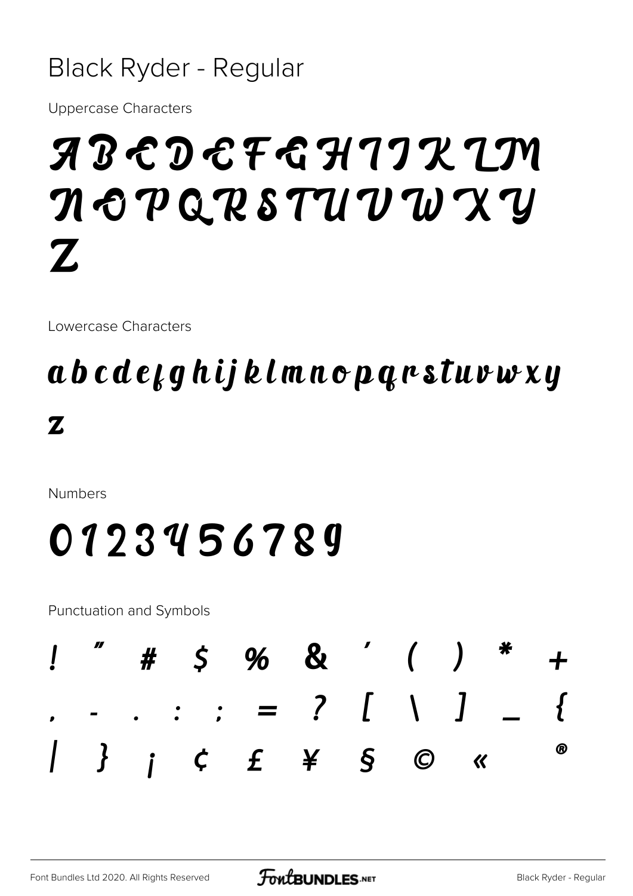# Black Ryder - Regular

Uppercase Characters

A B C D E F G H I J K L M N O P Q R S T U V W X Y Z

Lowercase Characters

a b c d e f g h i j k l m n o p q r s t u v w x y z

Numbers

0 1 2 3 4 5 6 7 8 9

Punctuation and Symbols

! " # $ % & ' ( ) * + , - . : ; = ? [ \ ] _ { | } ¡ ¢ £ ¥ § © « ®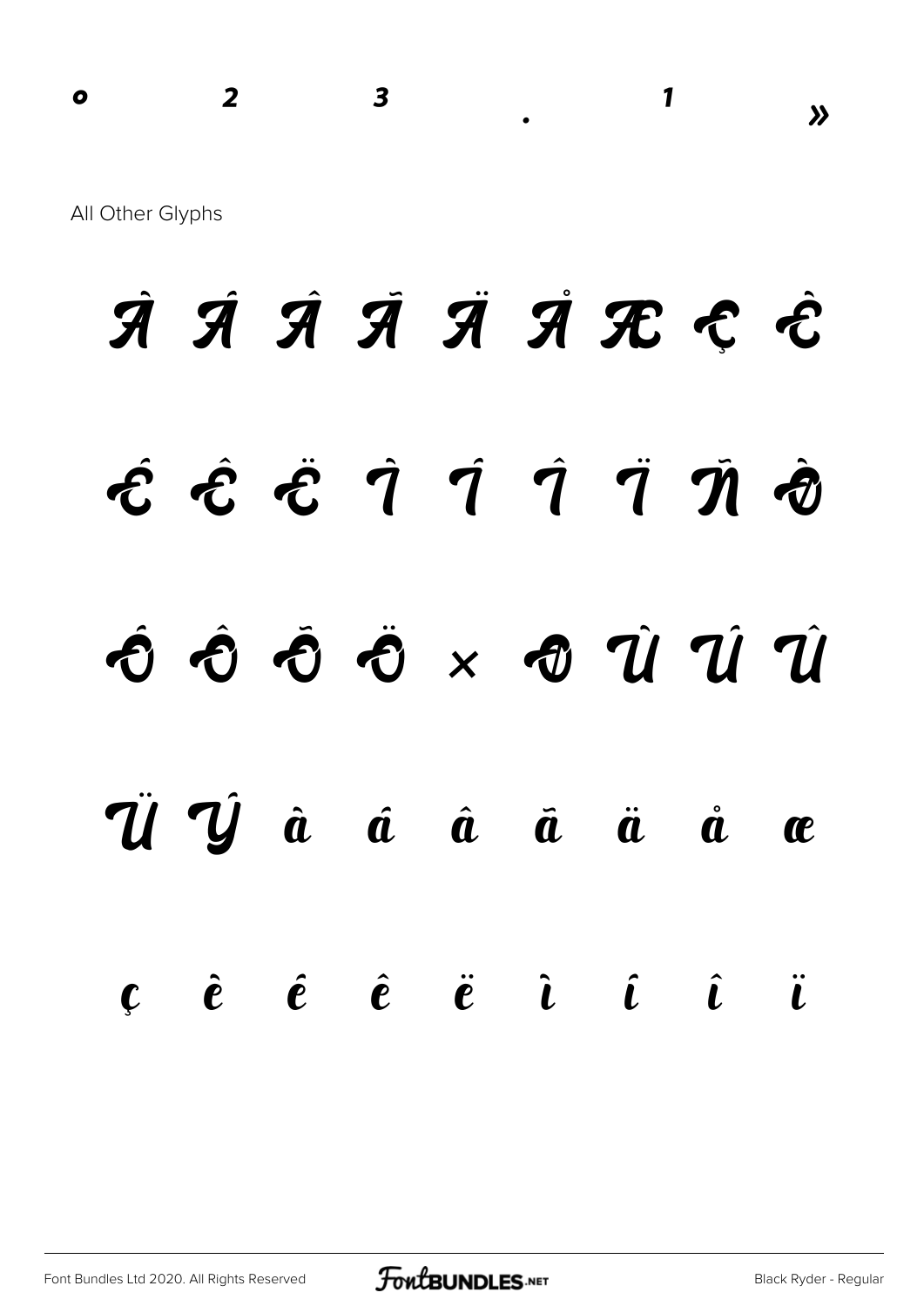º ² ³ · ¹ »

All Other Glyphs

À Á Â Ã Ä Å Æ Ç È

É Ê Ë Ì Í Î Ï Ñ Ò

Ó Ô Õ Ö × Ø Ù Ú Û

Ü Ý à á â ã ä å æ

ç è é ê ë ì í î ï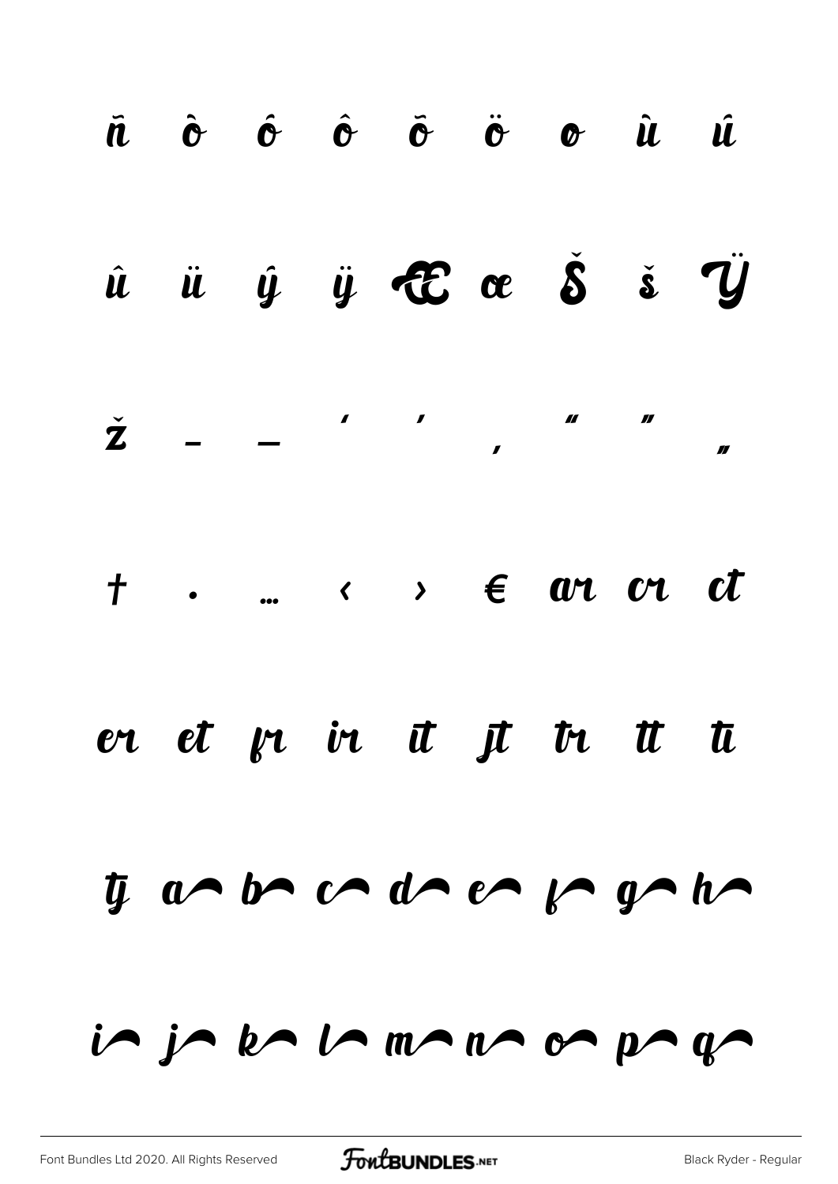ñ ò ó ô õ ö ø ù ú

û ü ý ÿ Œ œ Š š Ÿ

ž – — ‘ ’ ‚ “ ” „

† • … ‹ › € ar cr ct

er et fr ir it jt tr tt ti

tj a b c d e f g h

i j k l m n o p q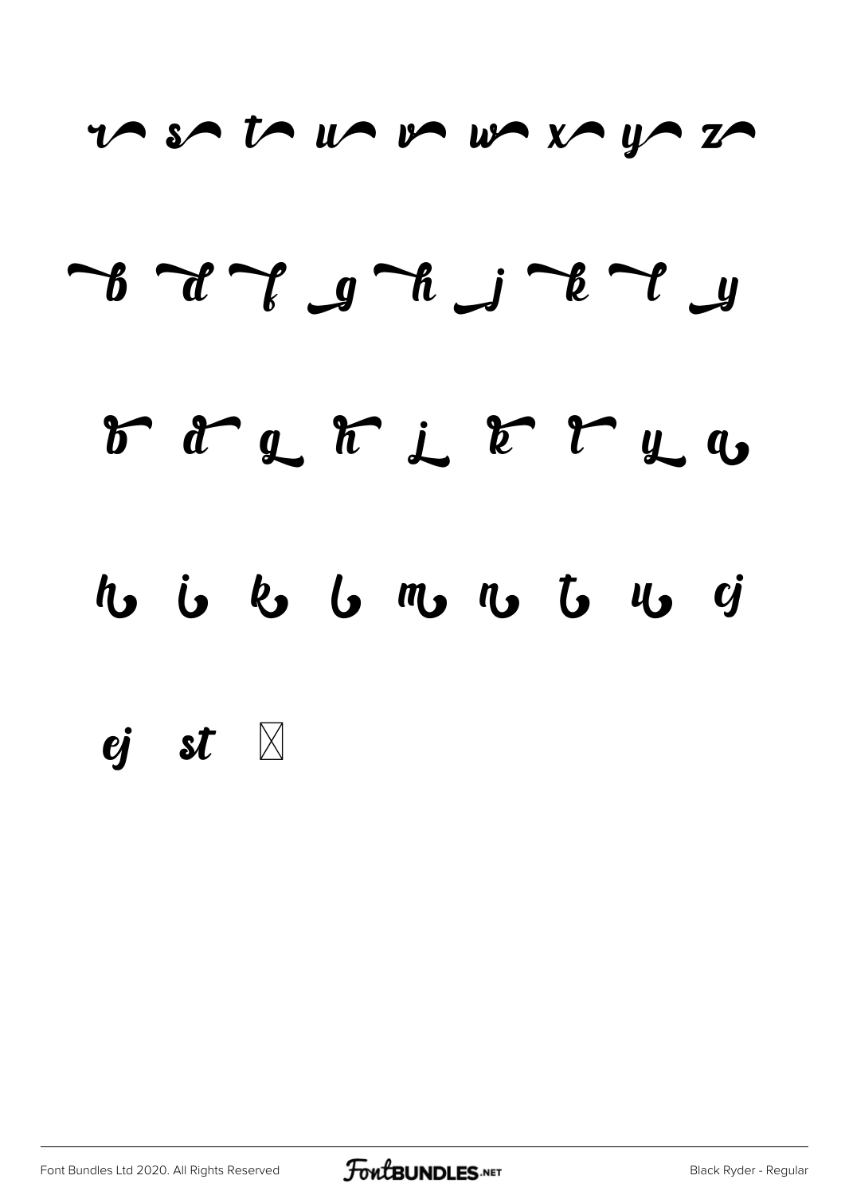r s t u v w x y z

b d f g h j k l y

b d g h j k l y a

h i k l m n t u cj

ej st